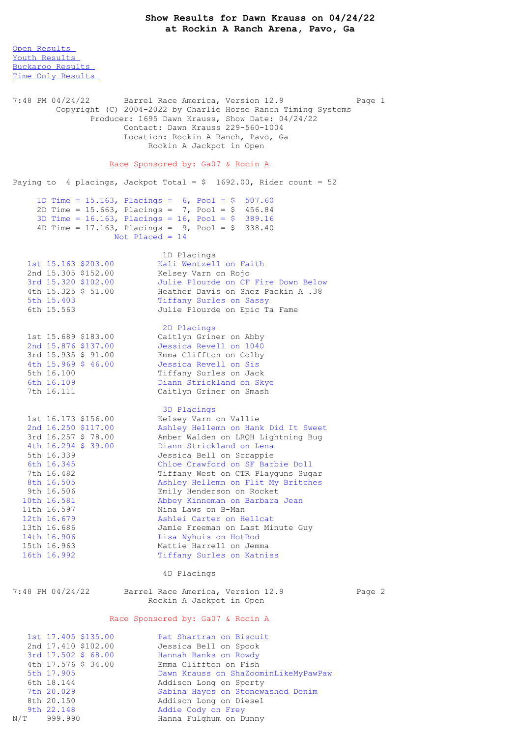# Show Results for Dawn Krauss on 04/24/22
## at Rockin A Ranch Arena, Pavo, Ga

Open Results
Youth Results
Buckaroo Results
Time Only Results

```
7:48 PM 04/24/22       Barrel Race America, Version 12.9              Page 1
         Copyright (C) 2004-2022 by Charlie Horse Ranch Timing Systems
                Producer: 1695 Dawn Krauss, Show Date: 04/24/22
                       Contact: Dawn Krauss 229-560-1004
                       Location: Rockin A Ranch, Pavo, Ga
                            Rockin A Jackpot in Open
```

Race Sponsored by: Ga07 & Rocin A

```
Paying to  4 placings, Jackpot Total = $  1692.00, Rider count = 52

     1D Time = 15.163, Placings =  6, Pool = $  507.60
     2D Time = 15.663, Placings =  7, Pool = $  456.84
     3D Time = 16.163, Placings = 16, Pool = $  389.16
     4D Time = 17.163, Placings =  9, Pool = $  338.40
                      Not Placed = 14

                                 1D Placings
   1st 15.163 $203.00          Kali Wentzell on Faith
   2nd 15.305 $152.00          Kelsey Varn on Rojo
   3rd 15.320 $102.00          Julie Plourde on CF Fire Down Below
   4th 15.325 $ 51.00          Heather Davis on Shez Packin A .38
   5th 15.403                  Tiffany Surles on Sassy
   6th 15.563                  Julie Plourde on Epic Ta Fame

                                 2D Placings
   1st 15.689 $183.00          Caitlyn Griner on Abby
   2nd 15.876 $137.00          Jessica Revell on 1040
   3rd 15.935 $ 91.00          Emma Cliffton on Colby
   4th 15.969 $ 46.00          Jessica Revell on Sis
   5th 16.100                  Tiffany Surles on Jack
   6th 16.109                  Diann Strickland on Skye
   7th 16.111                  Caitlyn Griner on Smash

                                 3D Placings
   1st 16.173 $156.00          Kelsey Varn on Vallie
   2nd 16.250 $117.00          Ashley Hellemn on Hank Did It Sweet
   3rd 16.257 $ 78.00          Amber Walden on LRQH Lightning Bug
   4th 16.294 $ 39.00          Diann Strickland on Lena
   5th 16.339                  Jessica Bell on Scrappie
   6th 16.345                  Chloe Crawford on SF Barbie Doll
   7th 16.482                  Tiffany West on CTR Playguns Sugar
   8th 16.505                  Ashley Hellemn on Flit My Britches
   9th 16.506                  Emily Henderson on Rocket
  10th 16.581                  Abbey Kinneman on Barbara Jean
  11th 16.597                  Nina Laws on B-Man
  12th 16.679                  Ashlei Carter on Hellcat
  13th 16.686                  Jamie Freeman on Last Minute Guy
  14th 16.906                  Lisa Nyhuis on HotRod
  15th 16.963                  Mattie Harrell on Jemma
  16th 16.992                  Tiffany Surles on Katniss

                                 4D Placings
```

```
7:48 PM 04/24/22       Barrel Race America, Version 12.9              Page 2
                            Rockin A Jackpot in Open
```

Race Sponsored by: Ga07 & Rocin A

```
   1st 17.405 $135.00          Pat Shartran on Biscuit
   2nd 17.410 $102.00          Jessica Bell on Spook
   3rd 17.502 $ 68.00          Hannah Banks on Rowdy
   4th 17.576 $ 34.00          Emma Cliffton on Fish
   5th 17.905                  Dawn Krauss on ShaZoominLikeMyPawPaw
   6th 18.144                  Addison Long on Sporty
   7th 20.029                  Sabina Hayes on Stonewashed Denim
   8th 20.150                  Addison Long on Diesel
   9th 22.148                  Addie Cody on Frey
N/T    999.990                 Hanna Fulghum on Dunny
```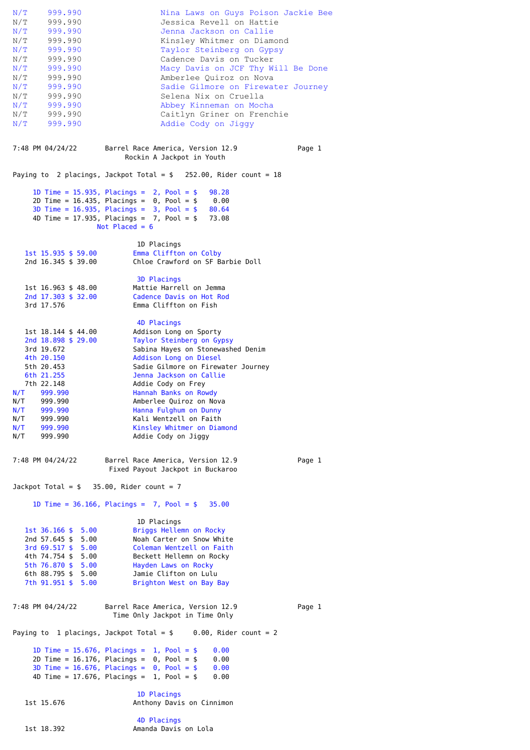| | | |
|---|---|---|
| N/T | 999.990 | Nina Laws on Guys Poison Jackie Bee |
| N/T | 999.990 | Jessica Revell on Hattie |
| N/T | 999.990 | Jenna Jackson on Callie |
| N/T | 999.990 | Kinsley Whitmer on Diamond |
| N/T | 999.990 | Taylor Steinberg on Gypsy |
| N/T | 999.990 | Cadence Davis on Tucker |
| N/T | 999.990 | Macy Davis on JCF Thy Will Be Done |
| N/T | 999.990 | Amberlee Quiroz on Nova |
| N/T | 999.990 | Sadie Gilmore on Firewater Journey |
| N/T | 999.990 | Selena Nix on Cruella |
| N/T | 999.990 | Abbey Kinneman on Mocha |
| N/T | 999.990 | Caitlyn Griner on Frenchie |
| N/T | 999.990 | Addie Cody on Jiggy |

7:48 PM 04/24/22 Barrel Race America, Version 12.9

Rockin A Jackpot in Youth

Paying to 2 placings, Jackpot Total = $ 252.00, Rider count = 18

1D Time = 15.935, Placings = 2, Pool = $ 98.28
2D Time = 16.435, Placings = 0, Pool = $ 0.00
3D Time = 16.935, Placings = 3, Pool = $ 80.64
4D Time = 17.935, Placings = 7, Pool = $ 73.08
Not Placed = 6

1D Placings

| | | | |
|---|---|---|---|
| 1st | 15.935 | $ 59.00 | Emma Cliffton on Colby |
| 2nd | 16.345 | $ 39.00 | Chloe Crawford on SF Barbie Doll |

3D Placings

| | | | |
|---|---|---|---|
| 1st | 16.963 | $ 48.00 | Mattie Harrell on Jemma |
| 2nd | 17.303 | $ 32.00 | Cadence Davis on Hot Rod |
| 3rd | 17.576 | | Emma Cliffton on Fish |

4D Placings

| | | | |
|---|---|---|---|
| 1st | 18.144 | $ 44.00 | Addison Long on Sporty |
| 2nd | 18.898 | $ 29.00 | Taylor Steinberg on Gypsy |
| 3rd | 19.672 | | Sabina Hayes on Stonewashed Denim |
| 4th | 20.150 | | Addison Long on Diesel |
| 5th | 20.453 | | Sadie Gilmore on Firewater Journey |
| 6th | 21.255 | | Jenna Jackson on Callie |
| 7th | 22.148 | | Addie Cody on Frey |
| N/T | 999.990 | | Hannah Banks on Rowdy |
| N/T | 999.990 | | Amberlee Quiroz on Nova |
| N/T | 999.990 | | Hanna Fulghum on Dunny |
| N/T | 999.990 | | Kali Wentzell on Faith |
| N/T | 999.990 | | Kinsley Whitmer on Diamond |
| N/T | 999.990 | | Addie Cody on Jiggy |

7:48 PM 04/24/22 Barrel Race America, Version 12.9

Fixed Payout Jackpot in Buckaroo

Jackpot Total = $ 35.00, Rider count = 7

1D Time = 36.166, Placings = 7, Pool = $ 35.00

1D Placings

| | | | |
|---|---|---|---|
| 1st | 36.166 | $ 5.00 | Briggs Hellemn on Rocky |
| 2nd | 57.645 | $ 5.00 | Noah Carter on Snow White |
| 3rd | 69.517 | $ 5.00 | Coleman Wentzell on Faith |
| 4th | 74.754 | $ 5.00 | Beckett Hellemn on Rocky |
| 5th | 76.870 | $ 5.00 | Hayden Laws on Rocky |
| 6th | 88.795 | $ 5.00 | Jamie Clifton on Lulu |
| 7th | 91.951 | $ 5.00 | Brighton West on Bay Bay |

7:48 PM 04/24/22 Barrel Race America, Version 12.9

Time Only Jackpot in Time Only

Paying to 1 placings, Jackpot Total = $ 0.00, Rider count = 2

1D Time = 15.676, Placings = 1, Pool = $ 0.00
2D Time = 16.176, Placings = 0, Pool = $ 0.00
3D Time = 16.676, Placings = 0, Pool = $ 0.00
4D Time = 17.676, Placings = 1, Pool = $ 0.00

1D Placings

| | | |
|---|---|---|
| 1st | 15.676 | Anthony Davis on Cinnimon |

4D Placings

| | | |
|---|---|---|
| 1st | 18.392 | Amanda Davis on Lola |